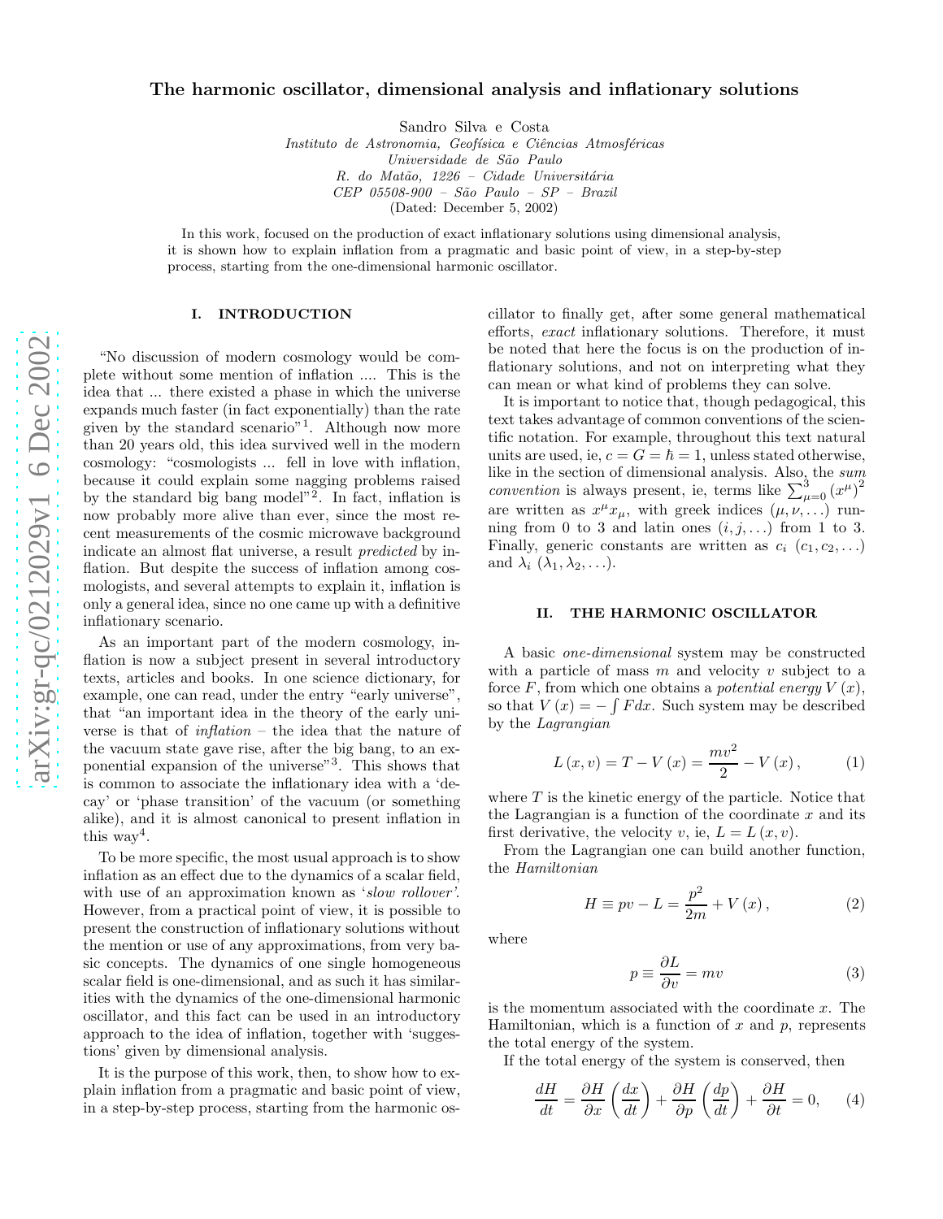# The harmonic oscillator, dimensional analysis and inflationary solutions

Sandro Silva e Costa

*Instituto de Astronomia, Geofísica e Ciências Atmosféricas*
*Universidade de São Paulo*
*R. do Matão, 1226 – Cidade Universitária*
*CEP 05508-900 – São Paulo – SP – Brazil*

(Dated: December 5, 2002)

In this work, focused on the production of exact inflationary solutions using dimensional analysis, it is shown how to explain inflation from a pragmatic and basic point of view, in a step-by-step process, starting from the one-dimensional harmonic oscillator.

## I. INTRODUCTION

"No discussion of modern cosmology would be complete without some mention of inflation .... This is the idea that ... there existed a phase in which the universe expands much faster (in fact exponentially) than the rate given by the standard scenario"[1]. Although now more than 20 years old, this idea survived well in the modern cosmology: "cosmologists ... fell in love with inflation, because it could explain some nagging problems raised by the standard big bang model"[2]. In fact, inflation is now probably more alive than ever, since the most recent measurements of the cosmic microwave background indicate an almost flat universe, a result *predicted* by inflation. But despite the success of inflation among cosmologists, and several attempts to explain it, inflation is only a general idea, since no one came up with a definitive inflationary scenario.

As an important part of the modern cosmology, inflation is now a subject present in several introductory texts, articles and books. In one science dictionary, for example, one can read, under the entry "early universe", that "an important idea in the theory of the early universe is that of *inflation* – the idea that the nature of the vacuum state gave rise, after the big bang, to an exponential expansion of the universe"[3]. This shows that is common to associate the inflationary idea with a 'decay' or 'phase transition' of the vacuum (or something alike), and it is almost canonical to present inflation in this way[4].

To be more specific, the most usual approach is to show inflation as an effect due to the dynamics of a scalar field, with use of an approximation known as '*slow rollover*'. However, from a practical point of view, it is possible to present the construction of inflationary solutions without the mention or use of any approximations, from very basic concepts. The dynamics of one single homogeneous scalar field is one-dimensional, and as such it has similarities with the dynamics of the one-dimensional harmonic oscillator, and this fact can be used in an introductory approach to the idea of inflation, together with 'suggestions' given by dimensional analysis.

It is the purpose of this work, then, to show how to explain inflation from a pragmatic and basic point of view, in a step-by-step process, starting from the harmonic oscillator to finally get, after some general mathematical efforts, *exact* inflationary solutions. Therefore, it must be noted that here the focus is on the production of inflationary solutions, and not on interpreting what they can mean or what kind of problems they can solve.

It is important to notice that, though pedagogical, this text takes advantage of common conventions of the scientific notation. For example, throughout this text natural units are used, ie, $c = G = \hbar = 1$, unless stated otherwise, like in the section of dimensional analysis. Also, the *sum convention* is always present, ie, terms like $\sum_{\mu=0}^{3} (x^\mu)^2$ are written as $x^\mu x_\mu$, with greek indices $(\mu, \nu, \ldots)$ running from 0 to 3 and latin ones $(i, j, \ldots)$ from 1 to 3. Finally, generic constants are written as $c_i$ $(c_1, c_2, \ldots)$ and $\lambda_i$ $(\lambda_1, \lambda_2, \ldots)$.

## II. THE HARMONIC OSCILLATOR

A basic *one-dimensional* system may be constructed with a particle of mass $m$ and velocity $v$ subject to a force $F$, from which one obtains a *potential energy* $V(x)$, so that $V(x) = -\int F dx$. Such system may be described by the *Lagrangian*

$$L(x, v) = T - V(x) = \frac{mv^2}{2} - V(x), \tag{1}$$

where $T$ is the kinetic energy of the particle. Notice that the Lagrangian is a function of the coordinate $x$ and its first derivative, the velocity $v$, ie, $L = L(x, v)$.

From the Lagrangian one can build another function, the *Hamiltonian*

$$H \equiv pv - L = \frac{p^2}{2m} + V(x), \tag{2}$$

where

$$p \equiv \frac{\partial L}{\partial v} = mv \tag{3}$$

is the momentum associated with the coordinate $x$. The Hamiltonian, which is a function of $x$ and $p$, represents the total energy of the system.

If the total energy of the system is conserved, then

$$\frac{dH}{dt} = \frac{\partial H}{\partial x}\left(\frac{dx}{dt}\right) + \frac{\partial H}{\partial p}\left(\frac{dp}{dt}\right) + \frac{\partial H}{\partial t} = 0, \tag{4}$$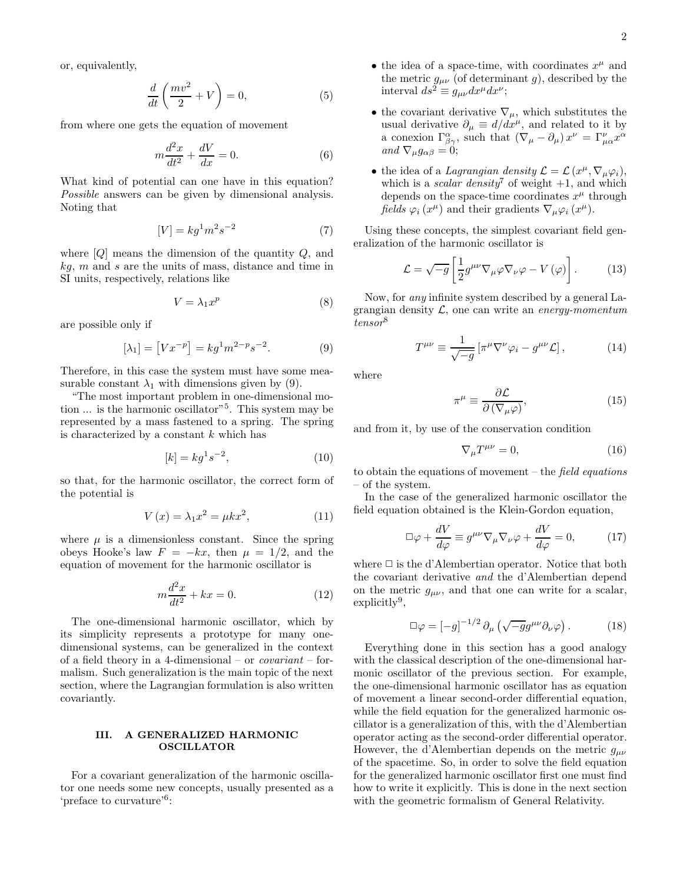or, equivalently,

$$\frac{d}{dt}\left(\frac{mv^2}{2}+V\right)=0, \tag{5}$$

from where one gets the equation of movement

$$m\frac{d^2x}{dt^2}+\frac{dV}{dx}=0. \tag{6}$$

What kind of potential can one have in this equation? *Possible* answers can be given by dimensional analysis. Noting that

$$[V]=kg^1m^2s^{-2} \tag{7}$$

where $[Q]$ means the dimension of the quantity $Q$, and $kg$, $m$ and $s$ are the units of mass, distance and time in SI units, respectively, relations like

$$V=\lambda_1 x^p \tag{8}$$

are possible only if

$$[\lambda_1]=\left[Vx^{-p}\right]=kg^1m^{2-p}s^{-2}. \tag{9}$$

Therefore, in this case the system must have some measurable constant $\lambda_1$ with dimensions given by (9).

"The most important problem in one-dimensional motion ... is the harmonic oscillator"[5]. This system may be represented by a mass fastened to a spring. The spring is characterized by a constant $k$ which has

$$[k]=kg^1s^{-2}, \tag{10}$$

so that, for the harmonic oscillator, the correct form of the potential is

$$V(x)=\lambda_1 x^2=\mu k x^2, \tag{11}$$

where $\mu$ is a dimensionless constant. Since the spring obeys Hooke's law $F=-kx$, then $\mu=1/2$, and the equation of movement for the harmonic oscillator is

$$m\frac{d^2x}{dt^2}+kx=0. \tag{12}$$

The one-dimensional harmonic oscillator, which by its simplicity represents a prototype for many one-dimensional systems, can be generalized in the context of a field theory in a 4-dimensional – or *covariant* – formalism. Such generalization is the main topic of the next section, where the Lagrangian formulation is also written covariantly.

## III. A GENERALIZED HARMONIC OSCILLATOR

For a covariant generalization of the harmonic oscillator one needs some new concepts, usually presented as a 'preface to curvature'[6]:

- the idea of a space-time, with coordinates $x^\mu$ and the metric $g_{\mu\nu}$ (of determinant $g$), described by the interval $ds^2\equiv g_{\mu\nu}dx^\mu dx^\nu$;
- the covariant derivative $\nabla_\mu$, which substitutes the usual derivative $\partial_\mu\equiv d/dx^\mu$, and related to it by a conexion $\Gamma^\alpha_{\beta\gamma}$, such that $(\nabla_\mu-\partial_\mu)\,x^\nu=\Gamma^\nu_{\mu\alpha}x^\alpha$ *and* $\nabla_\mu g_{\alpha\beta}=0$;
- the idea of a *Lagrangian density* $\mathcal{L}=\mathcal{L}\left(x^\mu,\nabla_\mu\varphi_i\right)$, which is a *scalar density*[7] of weight $+1$, and which depends on the space-time coordinates $x^\mu$ through *fields* $\varphi_i\left(x^\mu\right)$ and their gradients $\nabla_\mu\varphi_i\left(x^\mu\right)$.

Using these concepts, the simplest covariant field generalization of the harmonic oscillator is

$$\mathcal{L}=\sqrt{-g}\left[\frac{1}{2}g^{\mu\nu}\nabla_\mu\varphi\nabla_\nu\varphi-V(\varphi)\right]. \tag{13}$$

Now, for *any* infinite system described by a general Lagrangian density $\mathcal{L}$, one can write an *energy-momentum tensor*[8]

$$T^{\mu\nu}\equiv\frac{1}{\sqrt{-g}}\left[\pi^\mu\nabla^\nu\varphi_i-g^{\mu\nu}\mathcal{L}\right], \tag{14}$$

where

$$\pi^\mu\equiv\frac{\partial\mathcal{L}}{\partial\left(\nabla_\mu\varphi\right)}, \tag{15}$$

and from it, by use of the conservation condition

$$\nabla_\mu T^{\mu\nu}=0, \tag{16}$$

to obtain the equations of movement – the *field equations* – of the system.

In the case of the generalized harmonic oscillator the field equation obtained is the Klein-Gordon equation,

$$\Box\varphi+\frac{dV}{d\varphi}\equiv g^{\mu\nu}\nabla_\mu\nabla_\nu\varphi+\frac{dV}{d\varphi}=0, \tag{17}$$

where $\Box$ is the d'Alembertian operator. Notice that both the covariant derivative *and* the d'Alembertian depend on the metric $g_{\mu\nu}$, and that one can write for a scalar, explicitly[9],

$$\Box\varphi=[-g]^{-1/2}\,\partial_\mu\left(\sqrt{-g}g^{\mu\nu}\partial_\nu\varphi\right). \tag{18}$$

Everything done in this section has a good analogy with the classical description of the one-dimensional harmonic oscillator of the previous section. For example, the one-dimensional harmonic oscillator has as equation of movement a linear second-order differential equation, while the field equation for the generalized harmonic oscillator is a generalization of this, with the d'Alembertian operator acting as the second-order differential operator. However, the d'Alembertian depends on the metric $g_{\mu\nu}$ of the spacetime. So, in order to solve the field equation for the generalized harmonic oscillator first one must find how to write it explicitly. This is done in the next section with the geometric formalism of General Relativity.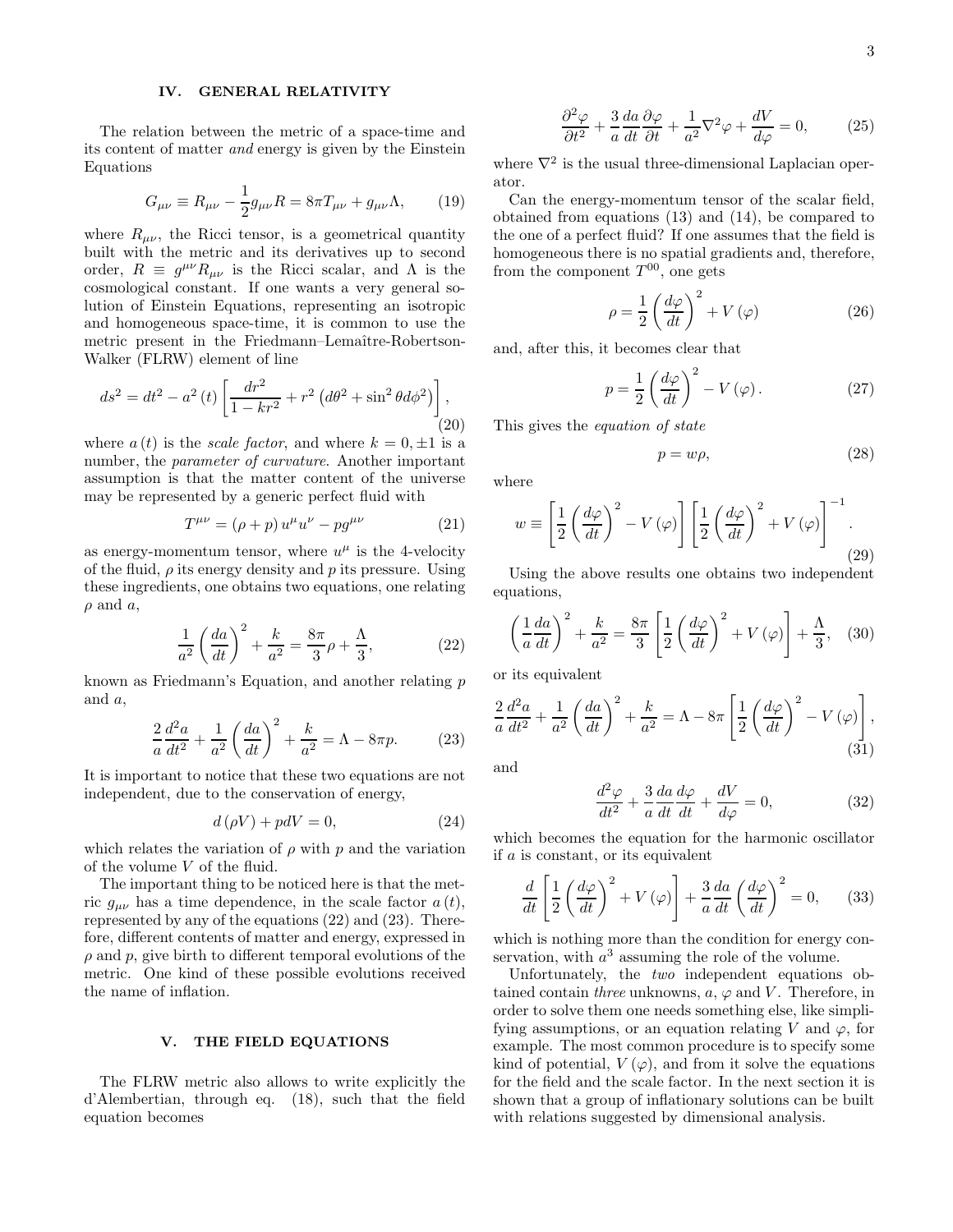## IV. GENERAL RELATIVITY

The relation between the metric of a space-time and its content of matter *and* energy is given by the Einstein Equations

$$G_{\mu\nu} \equiv R_{\mu\nu} - \frac{1}{2} g_{\mu\nu} R = 8\pi T_{\mu\nu} + g_{\mu\nu}\Lambda, \tag{19}$$

where $R_{\mu\nu}$, the Ricci tensor, is a geometrical quantity built with the metric and its derivatives up to second order, $R \equiv g^{\mu\nu} R_{\mu\nu}$ is the Ricci scalar, and $\Lambda$ is the cosmological constant. If one wants a very general solution of Einstein Equations, representing an isotropic and homogeneous space-time, it is common to use the metric present in the Friedmann–Lemaître-Robertson-Walker (FLRW) element of line

$$ds^2 = dt^2 - a^2(t)\left[\frac{dr^2}{1-kr^2} + r^2\left(d\theta^2 + \sin^2\theta d\phi^2\right)\right], \tag{20}$$

where $a(t)$ is the *scale factor*, and where $k = 0, \pm 1$ is a number, the *parameter of curvature*. Another important assumption is that the matter content of the universe may be represented by a generic perfect fluid with

$$T^{\mu\nu} = (\rho + p) u^\mu u^\nu - p g^{\mu\nu} \tag{21}$$

as energy-momentum tensor, where $u^\mu$ is the 4-velocity of the fluid, $\rho$ its energy density and $p$ its pressure. Using these ingredients, one obtains two equations, one relating $\rho$ and $a$,

$$\frac{1}{a^2}\left(\frac{da}{dt}\right)^2 + \frac{k}{a^2} = \frac{8\pi}{3}\rho + \frac{\Lambda}{3}, \tag{22}$$

known as Friedmann's Equation, and another relating $p$ and $a$,

$$\frac{2}{a}\frac{d^2a}{dt^2} + \frac{1}{a^2}\left(\frac{da}{dt}\right)^2 + \frac{k}{a^2} = \Lambda - 8\pi p. \tag{23}$$

It is important to notice that these two equations are not independent, due to the conservation of energy,

$$d(\rho V) + p dV = 0, \tag{24}$$

which relates the variation of $\rho$ with $p$ and the variation of the volume $V$ of the fluid.

The important thing to be noticed here is that the metric $g_{\mu\nu}$ has a time dependence, in the scale factor $a(t)$, represented by any of the equations (22) and (23). Therefore, different contents of matter and energy, expressed in $\rho$ and $p$, give birth to different temporal evolutions of the metric. One kind of these possible evolutions received the name of inflation.

## V. THE FIELD EQUATIONS

The FLRW metric also allows to write explicitly the d'Alembertian, through eq. (18), such that the field equation becomes

$$\frac{\partial^2\varphi}{\partial t^2} + \frac{3}{a}\frac{da}{dt}\frac{\partial\varphi}{\partial t} + \frac{1}{a^2}\nabla^2\varphi + \frac{dV}{d\varphi} = 0, \tag{25}$$

where $\nabla^2$ is the usual three-dimensional Laplacian operator.

Can the energy-momentum tensor of the scalar field, obtained from equations (13) and (14), be compared to the one of a perfect fluid? If one assumes that the field is homogeneous there is no spatial gradients and, therefore, from the component $T^{00}$, one gets

$$\rho = \frac{1}{2}\left(\frac{d\varphi}{dt}\right)^2 + V(\varphi) \tag{26}$$

and, after this, it becomes clear that

$$p = \frac{1}{2}\left(\frac{d\varphi}{dt}\right)^2 - V(\varphi). \tag{27}$$

This gives the *equation of state*

$$p = w\rho, \tag{28}$$

where

$$w \equiv \left[\frac{1}{2}\left(\frac{d\varphi}{dt}\right)^2 - V(\varphi)\right]\left[\frac{1}{2}\left(\frac{d\varphi}{dt}\right)^2 + V(\varphi)\right]^{-1}. \tag{29}$$

Using the above results one obtains two independent equations,

$$\left(\frac{1}{a}\frac{da}{dt}\right)^2 + \frac{k}{a^2} = \frac{8\pi}{3}\left[\frac{1}{2}\left(\frac{d\varphi}{dt}\right)^2 + V(\varphi)\right] + \frac{\Lambda}{3}, \tag{30}$$

or its equivalent

$$\frac{2}{a}\frac{d^2a}{dt^2} + \frac{1}{a^2}\left(\frac{da}{dt}\right)^2 + \frac{k}{a^2} = \Lambda - 8\pi\left[\frac{1}{2}\left(\frac{d\varphi}{dt}\right)^2 - V(\varphi)\right], \tag{31}$$

and

$$\frac{d^2\varphi}{dt^2} + \frac{3}{a}\frac{da}{dt}\frac{d\varphi}{dt} + \frac{dV}{d\varphi} = 0, \tag{32}$$

which becomes the equation for the harmonic oscillator if $a$ is constant, or its equivalent

$$\frac{d}{dt}\left[\frac{1}{2}\left(\frac{d\varphi}{dt}\right)^2 + V(\varphi)\right] + \frac{3}{a}\frac{da}{dt}\left(\frac{d\varphi}{dt}\right)^2 = 0, \tag{33}$$

which is nothing more than the condition for energy conservation, with $a^3$ assuming the role of the volume.

Unfortunately, the *two* independent equations obtained contain *three* unknowns, $a$, $\varphi$ and $V$. Therefore, in order to solve them one needs something else, like simplifying assumptions, or an equation relating $V$ and $\varphi$, for example. The most common procedure is to specify some kind of potential, $V(\varphi)$, and from it solve the equations for the field and the scale factor. In the next section it is shown that a group of inflationary solutions can be built with relations suggested by dimensional analysis.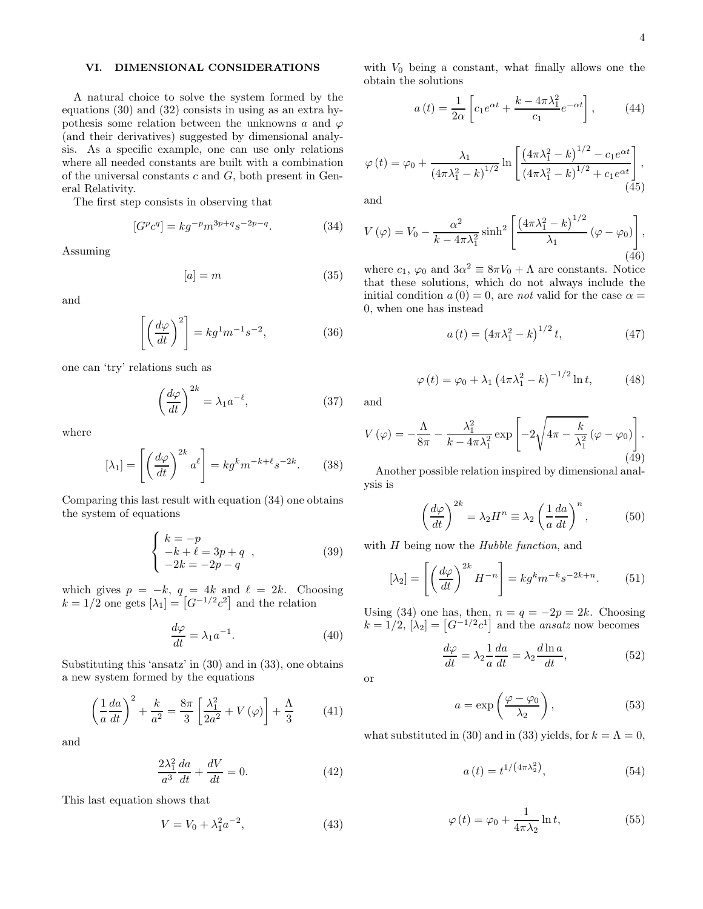## VI. DIMENSIONAL CONSIDERATIONS

A natural choice to solve the system formed by the equations (30) and (32) consists in using as an extra hypothesis some relation between the unknowns $a$ and $\varphi$ (and their derivatives) suggested by dimensional analysis. As a specific example, one can use only relations where all needed constants are built with a combination of the universal constants $c$ and $G$, both present in General Relativity.

The first step consists in observing that

$$[G^p c^q] = kg^{-p} m^{3p+q} s^{-2p-q}. \tag{34}$$

Assuming

$$[a] = m \tag{35}$$

and

$$\left[\left(\frac{d\varphi}{dt}\right)^2\right] = kg^1 m^{-1} s^{-2}, \tag{36}$$

one can 'try' relations such as

$$\left(\frac{d\varphi}{dt}\right)^{2k} = \lambda_1 a^{-\ell}, \tag{37}$$

where

$$[\lambda_1] = \left[\left(\frac{d\varphi}{dt}\right)^{2k} a^{\ell}\right] = kg^k m^{-k+\ell} s^{-2k}. \tag{38}$$

Comparing this last result with equation (34) one obtains the system of equations

$$\left\{ \begin{array}{l} k = -p \\ -k + \ell = 3p + q \\ -2k = -2p - q \end{array} \right. , \tag{39}$$

which gives $p = -k$, $q = 4k$ and $\ell = 2k$. Choosing $k = 1/2$ one gets $[\lambda_1] = \left[G^{-1/2} c^2\right]$ and the relation

$$\frac{d\varphi}{dt} = \lambda_1 a^{-1}. \tag{40}$$

Substituting this 'ansatz' in (30) and in (33), one obtains a new system formed by the equations

$$\left(\frac{1}{a}\frac{da}{dt}\right)^2 + \frac{k}{a^2} = \frac{8\pi}{3}\left[\frac{\lambda_1^2}{2a^2} + V(\varphi)\right] + \frac{\Lambda}{3} \tag{41}$$

and

$$\frac{2\lambda_1^2}{a^3}\frac{da}{dt} + \frac{dV}{dt} = 0. \tag{42}$$

This last equation shows that

$$V = V_0 + \lambda_1^2 a^{-2}, \tag{43}$$

with $V_0$ being a constant, what finally allows one the obtain the solutions

$$a(t) = \frac{1}{2\alpha}\left[c_1 e^{\alpha t} + \frac{k - 4\pi\lambda_1^2}{c_1} e^{-\alpha t}\right], \tag{44}$$

$$\varphi(t) = \varphi_0 + \frac{\lambda_1}{\left(4\pi\lambda_1^2 - k\right)^{1/2}} \ln\left[\frac{\left(4\pi\lambda_1^2 - k\right)^{1/2} - c_1 e^{\alpha t}}{\left(4\pi\lambda_1^2 - k\right)^{1/2} + c_1 e^{\alpha t}}\right], \tag{45}$$

and

$$V(\varphi) = V_0 - \frac{\alpha^2}{k - 4\pi\lambda_1^2}\sinh^2\left[\frac{\left(4\pi\lambda_1^2 - k\right)^{1/2}}{\lambda_1}(\varphi - \varphi_0)\right], \tag{46}$$

where $c_1$, $\varphi_0$ and $3\alpha^2 \equiv 8\pi V_0 + \Lambda$ are constants. Notice that these solutions, which do not always include the initial condition $a(0) = 0$, are *not* valid for the case $\alpha = 0$, when one has instead

$$a(t) = \left(4\pi\lambda_1^2 - k\right)^{1/2} t, \tag{47}$$

$$\varphi(t) = \varphi_0 + \lambda_1\left(4\pi\lambda_1^2 - k\right)^{-1/2} \ln t, \tag{48}$$

and

$$V(\varphi) = -\frac{\Lambda}{8\pi} - \frac{\lambda_1^2}{k - 4\pi\lambda_1^2}\exp\left[-2\sqrt{4\pi - \frac{k}{\lambda_1^2}}(\varphi - \varphi_0)\right]. \tag{49}$$

Another possible relation inspired by dimensional analysis is

$$\left(\frac{d\varphi}{dt}\right)^{2k} = \lambda_2 H^n \equiv \lambda_2\left(\frac{1}{a}\frac{da}{dt}\right)^n, \tag{50}$$

with $H$ being now the *Hubble function*, and

$$[\lambda_2] = \left[\left(\frac{d\varphi}{dt}\right)^{2k} H^{-n}\right] = kg^k m^{-k} s^{-2k+n}. \tag{51}$$

Using (34) one has, then, $n = q = -2p = 2k$. Choosing $k = 1/2$, $[\lambda_2] = \left[G^{-1/2} c^1\right]$ and the *ansatz* now becomes

$$\frac{d\varphi}{dt} = \lambda_2 \frac{1}{a}\frac{da}{dt} = \lambda_2 \frac{d\ln a}{dt}, \tag{52}$$

or

$$a = \exp\left(\frac{\varphi - \varphi_0}{\lambda_2}\right), \tag{53}$$

what substituted in (30) and in (33) yields, for $k = \Lambda = 0$,

$$a(t) = t^{1/\left(4\pi\lambda_2^2\right)}, \tag{54}$$

$$\varphi(t) = \varphi_0 + \frac{1}{4\pi\lambda_2}\ln t, \tag{55}$$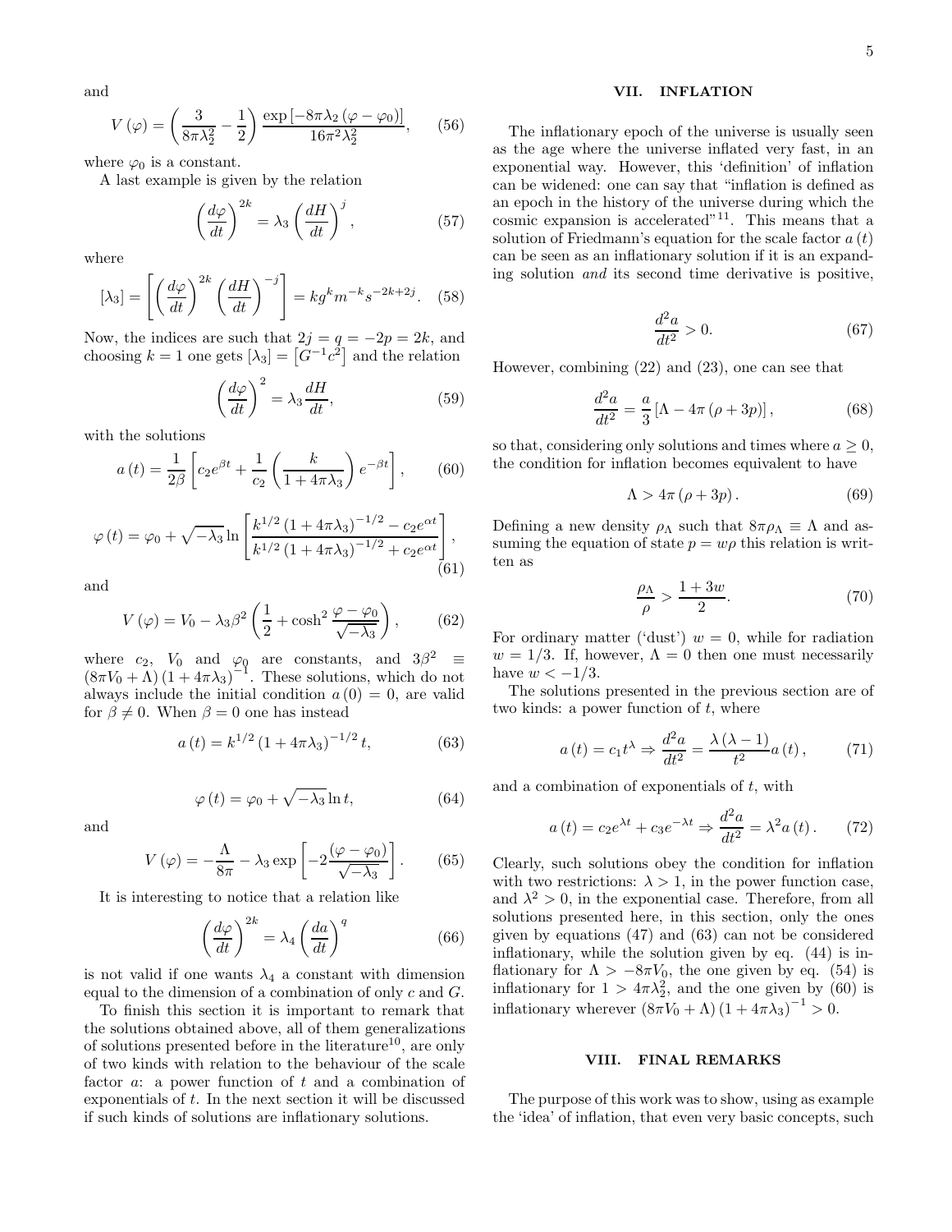and

$$V(\varphi) = \left(\frac{3}{8\pi\lambda_2^2} - \frac{1}{2}\right) \frac{\exp\left[-8\pi\lambda_2\left(\varphi - \varphi_0\right)\right]}{16\pi^2\lambda_2^2}, \tag{56}$$

where $\varphi_0$ is a constant.

A last example is given by the relation

$$\left(\frac{d\varphi}{dt}\right)^{2k} = \lambda_3 \left(\frac{dH}{dt}\right)^j, \tag{57}$$

where

$$[\lambda_3] = \left[\left(\frac{d\varphi}{dt}\right)^{2k} \left(\frac{dH}{dt}\right)^{-j}\right] = kg^k m^{-k} s^{-2k+2j}. \tag{58}$$

Now, the indices are such that $2j = q = -2p = 2k$, and choosing $k = 1$ one gets $[\lambda_3] = \left[G^{-1}c^2\right]$ and the relation

$$\left(\frac{d\varphi}{dt}\right)^2 = \lambda_3 \frac{dH}{dt}, \tag{59}$$

with the solutions

$$a(t) = \frac{1}{2\beta}\left[c_2 e^{\beta t} + \frac{1}{c_2}\left(\frac{k}{1+4\pi\lambda_3}\right)e^{-\beta t}\right], \tag{60}$$

$$\varphi(t) = \varphi_0 + \sqrt{-\lambda_3}\ln\left[\frac{k^{1/2}\left(1+4\pi\lambda_3\right)^{-1/2} - c_2 e^{\alpha t}}{k^{1/2}\left(1+4\pi\lambda_3\right)^{-1/2} + c_2 e^{\alpha t}}\right], \tag{61}$$

and

$$V(\varphi) = V_0 - \lambda_3\beta^2\left(\frac{1}{2} + \cosh^2\frac{\varphi - \varphi_0}{\sqrt{-\lambda_3}}\right), \tag{62}$$

where $c_2$, $V_0$ and $\varphi_0$ are constants, and $3\beta^2 \equiv (8\pi V_0 + \Lambda)(1+4\pi\lambda_3)^{-1}$. These solutions, which do not always include the initial condition $a(0) = 0$, are valid for $\beta \neq 0$. When $\beta = 0$ one has instead

$$a(t) = k^{1/2}\left(1+4\pi\lambda_3\right)^{-1/2} t, \tag{63}$$

$$\varphi(t) = \varphi_0 + \sqrt{-\lambda_3}\ln t, \tag{64}$$

and

$$V(\varphi) = -\frac{\Lambda}{8\pi} - \lambda_3\exp\left[-2\frac{(\varphi - \varphi_0)}{\sqrt{-\lambda_3}}\right]. \tag{65}$$

It is interesting to notice that a relation like

$$\left(\frac{d\varphi}{dt}\right)^{2k} = \lambda_4\left(\frac{da}{dt}\right)^q \tag{66}$$

is not valid if one wants $\lambda_4$ a constant with dimension equal to the dimension of a combination of only $c$ and $G$.

To finish this section it is important to remark that the solutions obtained above, all of them generalizations of solutions presented before in the literature[10], are only of two kinds with relation to the behaviour of the scale factor $a$: a power function of $t$ and a combination of exponentials of $t$. In the next section it will be discussed if such kinds of solutions are inflationary solutions.

## VII. INFLATION

The inflationary epoch of the universe is usually seen as the age where the universe inflated very fast, in an exponential way. However, this 'definition' of inflation can be widened: one can say that "inflation is defined as an epoch in the history of the universe during which the cosmic expansion is accelerated"[11]. This means that a solution of Friedmann's equation for the scale factor $a(t)$ can be seen as an inflationary solution if it is an expanding solution *and* its second time derivative is positive,

$$\frac{d^2a}{dt^2} > 0. \tag{67}$$

However, combining (22) and (23), one can see that

$$\frac{d^2a}{dt^2} = \frac{a}{3}\left[\Lambda - 4\pi\left(\rho + 3p\right)\right], \tag{68}$$

so that, considering only solutions and times where $a \geq 0$, the condition for inflation becomes equivalent to have

$$\Lambda > 4\pi\left(\rho + 3p\right). \tag{69}$$

Defining a new density $\rho_\Lambda$ such that $8\pi\rho_\Lambda \equiv \Lambda$ and assuming the equation of state $p = w\rho$ this relation is written as

$$\frac{\rho_\Lambda}{\rho} > \frac{1+3w}{2}. \tag{70}$$

For ordinary matter ('dust') $w = 0$, while for radiation $w = 1/3$. If, however, $\Lambda = 0$ then one must necessarily have $w < -1/3$.

The solutions presented in the previous section are of two kinds: a power function of $t$, where

$$a(t) = c_1 t^\lambda \Rightarrow \frac{d^2a}{dt^2} = \frac{\lambda(\lambda - 1)}{t^2}a(t), \tag{71}$$

and a combination of exponentials of $t$, with

$$a(t) = c_2 e^{\lambda t} + c_3 e^{-\lambda t} \Rightarrow \frac{d^2a}{dt^2} = \lambda^2 a(t). \tag{72}$$

Clearly, such solutions obey the condition for inflation with two restrictions: $\lambda > 1$, in the power function case, and $\lambda^2 > 0$, in the exponential case. Therefore, from all solutions presented here, in this section, only the ones given by equations (47) and (63) can not be considered inflationary, while the solution given by eq. (44) is inflationary for $\Lambda > -8\pi V_0$, the one given by eq. (54) is inflationary for $1 > 4\pi\lambda_2^2$, and the one given by (60) is inflationary wherever $(8\pi V_0 + \Lambda)(1+4\pi\lambda_3)^{-1} > 0$.

## VIII. FINAL REMARKS

The purpose of this work was to show, using as example the 'idea' of inflation, that even very basic concepts, such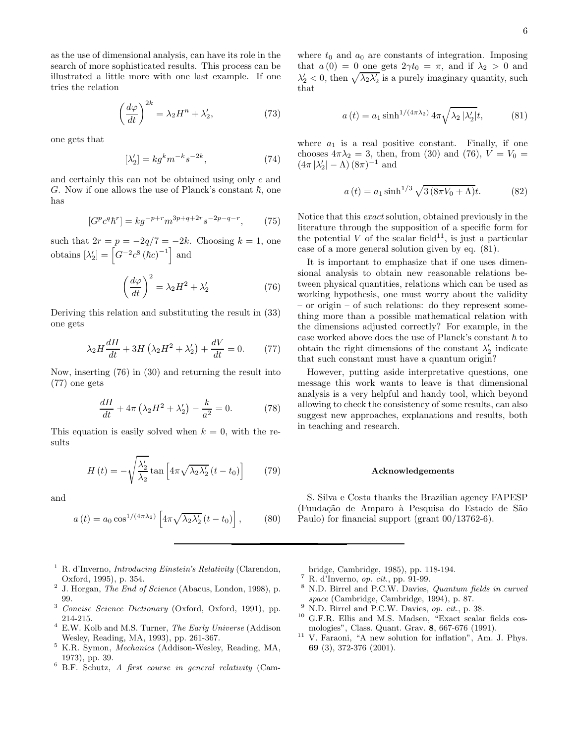as the use of dimensional analysis, can have its role in the search of more sophisticated results. This process can be illustrated a little more with one last example. If one tries the relation

$$\left(\frac{d\varphi}{dt}\right)^{2k} = \lambda_2 H^n + \lambda_2', \tag{73}$$

one gets that

$$[\lambda_2'] = kg^k m^{-k} s^{-2k}, \tag{74}$$

and certainly this can not be obtained using only $c$ and $G$. Now if one allows the use of Planck's constant $\hbar$, one has

$$[G^p c^q \hbar^r] = kg^{-p+r} m^{3p+q+2r} s^{-2p-q-r}, \tag{75}$$

such that $2r = p = -2q/7 = -2k$. Choosing $k = 1$, one obtains $[\lambda_2'] = \left[G^{-2} c^8 (\hbar c)^{-1}\right]$ and

$$\left(\frac{d\varphi}{dt}\right)^{2} = \lambda_2 H^2 + \lambda_2' \tag{76}$$

Deriving this relation and substituting the result in (33) one gets

$$\lambda_2 H \frac{dH}{dt} + 3H\left(\lambda_2 H^2 + \lambda_2'\right) + \frac{dV}{dt} = 0. \tag{77}$$

Now, inserting (76) in (30) and returning the result into (77) one gets

$$\frac{dH}{dt} + 4\pi\left(\lambda_2 H^2 + \lambda_2'\right) - \frac{k}{a^2} = 0. \tag{78}$$

This equation is easily solved when $k = 0$, with the results

$$H(t) = -\sqrt{\frac{\lambda_2'}{\lambda_2}} \tan\left[4\pi\sqrt{\lambda_2\lambda_2'}\,(t - t_0)\right] \tag{79}$$

and

$$a(t) = a_0 \cos^{1/(4\pi\lambda_2)}\left[4\pi\sqrt{\lambda_2\lambda_2'}\,(t - t_0)\right], \tag{80}$$

where $t_0$ and $a_0$ are constants of integration. Imposing that $a(0) = 0$ one gets $2\gamma t_0 = \pi$, and if $\lambda_2 > 0$ and $\lambda_2' < 0$, then $\sqrt{\lambda_2\lambda_2'}$ is a purely imaginary quantity, such that

$$a(t) = a_1 \sinh^{1/(4\pi\lambda_2)} 4\pi\sqrt{\lambda_2\,|\lambda_2'|}t, \tag{81}$$

where $a_1$ is a real positive constant. Finally, if one chooses $4\pi\lambda_2 = 3$, then, from (30) and (76), $V = V_0 = (4\pi\,|\lambda_2'| - \Lambda)\,(8\pi)^{-1}$ and

$$a(t) = a_1 \sinh^{1/3} \sqrt{3\,(8\pi V_0 + \Lambda)}t. \tag{82}$$

Notice that this *exact* solution, obtained previously in the literature through the supposition of a specific form for the potential $V$ of the scalar field[11], is just a particular case of a more general solution given by eq. (81).

It is important to emphasize that if one uses dimensional analysis to obtain new reasonable relations between physical quantities, relations which can be used as working hypothesis, one must worry about the validity – or origin – of such relations: do they represent something more than a possible mathematical relation with the dimensions adjusted correctly? For example, in the case worked above does the use of Planck's constant $\hbar$ to obtain the right dimensions of the constant $\lambda_2'$ indicate that such constant must have a quantum origin?

However, putting aside interpretative questions, one message this work wants to leave is that dimensional analysis is a very helpful and handy tool, which beyond allowing to check the consistency of some results, can also suggest new approaches, explanations and results, both in teaching and research.

## Acknowledgements

S. Silva e Costa thanks the Brazilian agency FAPESP (Fundação de Amparo à Pesquisa do Estado de São Paulo) for financial support (grant 00/13762-6).

---

[1] R. d'Inverno, *Introducing Einstein's Relativity* (Clarendon, Oxford, 1995), p. 354.

[2] J. Horgan, *The End of Science* (Abacus, London, 1998), p. 99.

[3] *Concise Science Dictionary* (Oxford, Oxford, 1991), pp. 214-215.

[4] E.W. Kolb and M.S. Turner, *The Early Universe* (Addison Wesley, Reading, MA, 1993), pp. 261-367.

[5] K.R. Symon, *Mechanics* (Addison-Wesley, Reading, MA, 1973), pp. 39.

[6] B.F. Schutz, *A first course in general relativity* (Cambridge, Cambridge, 1985), pp. 118-194.

[7] R. d'Inverno, *op. cit.*, pp. 91-99.

[8] N.D. Birrel and P.C.W. Davies, *Quantum fields in curved space* (Cambridge, Cambridge, 1994), p. 87.

[9] N.D. Birrel and P.C.W. Davies, *op. cit.*, p. 38.

[10] G.F.R. Ellis and M.S. Madsen, "Exact scalar fields cosmologies", Class. Quant. Grav. **8**, 667-676 (1991).

[11] V. Faraoni, "A new solution for inflation", Am. J. Phys. **69** (3), 372-376 (2001).